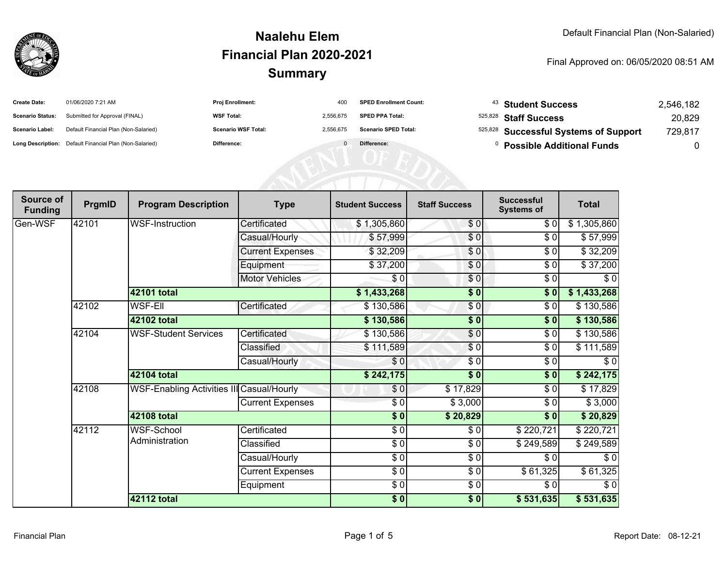# Naalehu Elem
## Financial Plan 2020-2021
## Summary

Default Financial Plan (Non-Salaried)

Final Approved on: 06/05/2020 08:51 AM

| | | | | | | | |
|---|---|---|---|---|---|---|---|
| **Create Date:** | 01/06/2020 7:21 AM | **Proj Enrollment:** | 400 | **SPED Enrollment Count:** | 43 | **Student Success** | 2,546,182 |
| **Scenario Status:** | Submitted for Approval (FINAL) | **WSF Total:** | 2,556,675 | **SPED PPA Total:** | 525,828 | **Staff Success** | 20,829 |
| **Scenario Label:** | Default Financial Plan (Non-Salaried) | **Scenario WSF Total:** | 2,556,675 | **Scenario SPED Total:** | 525,828 | **Successful Systems of Support** | 729,817 |
| **Long Description:** | Default Financial Plan (Non-Salaried) | **Difference:** | 0 | **Difference:** | 0 | **Possible Additional Funds** | 0 |

| Source of Funding | PrgmID | Program Description | Type | Student Success | Staff Success | Successful Systems of | Total |
|---|---|---|---|---|---|---|---|
| Gen-WSF | 42101 | WSF-Instruction | Certificated | $ 1,305,860 | $ 0 | $ 0 | $ 1,305,860 |
| | | | Casual/Hourly | $ 57,999 | $ 0 | $ 0 | $ 57,999 |
| | | | Current Expenses | $ 32,209 | $ 0 | $ 0 | $ 32,209 |
| | | | Equipment | $ 37,200 | $ 0 | $ 0 | $ 37,200 |
| | | | Motor Vehicles | $ 0 | $ 0 | $ 0 | $ 0 |
| | | **42101 total** | | **$ 1,433,268** | **$ 0** | **$ 0** | **$ 1,433,268** |
| | 42102 | WSF-Ell | Certificated | $ 130,586 | $ 0 | $ 0 | $ 130,586 |
| | | **42102 total** | | **$ 130,586** | **$ 0** | **$ 0** | **$ 130,586** |
| | 42104 | WSF-Student Services | Certificated | $ 130,586 | $ 0 | $ 0 | $ 130,586 |
| | | | Classified | $ 111,589 | $ 0 | $ 0 | $ 111,589 |
| | | | Casual/Hourly | $ 0 | $ 0 | $ 0 | $ 0 |
| | | **42104 total** | | **$ 242,175** | **$ 0** | **$ 0** | **$ 242,175** |
| | 42108 | WSF-Enabling Activities III | Casual/Hourly | $ 0 | $ 17,829 | $ 0 | $ 17,829 |
| | | | Current Expenses | $ 0 | $ 3,000 | $ 0 | $ 3,000 |
| | | **42108 total** | | **$ 0** | **$ 20,829** | **$ 0** | **$ 20,829** |
| | 42112 | WSF-School Administration | Certificated | $ 0 | $ 0 | $ 220,721 | $ 220,721 |
| | | | Classified | $ 0 | $ 0 | $ 249,589 | $ 249,589 |
| | | | Casual/Hourly | $ 0 | $ 0 | $ 0 | $ 0 |
| | | | Current Expenses | $ 0 | $ 0 | $ 61,325 | $ 61,325 |
| | | | Equipment | $ 0 | $ 0 | $ 0 | $ 0 |
| | | **42112 total** | | **$ 0** | **$ 0** | **$ 531,635** | **$ 531,635** |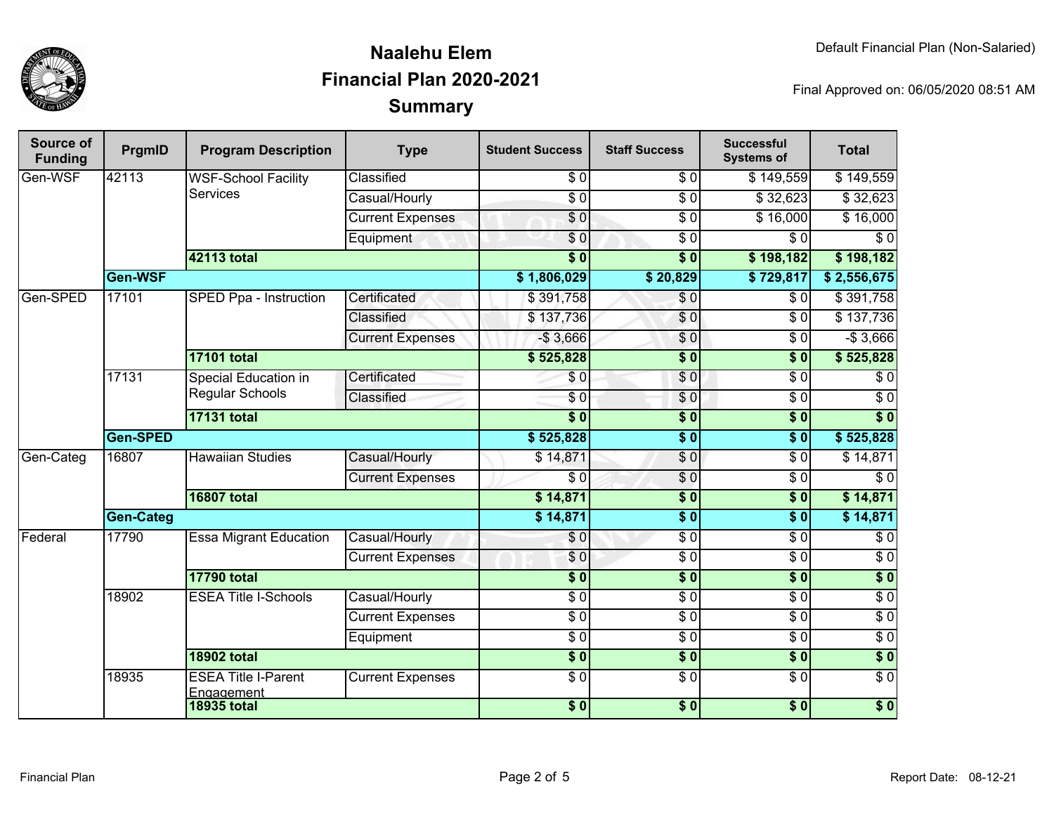# Naalehu Elem
## Financial Plan 2020-2021
## Summary

Default Financial Plan (Non-Salaried)

Final Approved on: 06/05/2020 08:51 AM

| Source of Funding | PrgmID | Program Description | Type | Student Success | Staff Success | Successful Systems of | Total |
|---|---|---|---|---|---|---|---|
| Gen-WSF | 42113 | WSF-School Facility Services | Classified | $ 0 | $ 0 | $ 149,559 | $ 149,559 |
| | | | Casual/Hourly | $ 0 | $ 0 | $ 32,623 | $ 32,623 |
| | | | Current Expenses | $ 0 | $ 0 | $ 16,000 | $ 16,000 |
| | | | Equipment | $ 0 | $ 0 | $ 0 | $ 0 |
| | | **42113 total** | | **$ 0** | **$ 0** | **$ 198,182** | **$ 198,182** |
| | **Gen-WSF** | | | **$ 1,806,029** | **$ 20,829** | **$ 729,817** | **$ 2,556,675** |
| Gen-SPED | 17101 | SPED Ppa - Instruction | Certificated | $ 391,758 | $ 0 | $ 0 | $ 391,758 |
| | | | Classified | $ 137,736 | $ 0 | $ 0 | $ 137,736 |
| | | | Current Expenses | -$ 3,666 | $ 0 | $ 0 | -$ 3,666 |
| | | **17101 total** | | **$ 525,828** | **$ 0** | **$ 0** | **$ 525,828** |
| | 17131 | Special Education in Regular Schools | Certificated | $ 0 | $ 0 | $ 0 | $ 0 |
| | | | Classified | $ 0 | $ 0 | $ 0 | $ 0 |
| | | **17131 total** | | **$ 0** | **$ 0** | **$ 0** | **$ 0** |
| | **Gen-SPED** | | | **$ 525,828** | **$ 0** | **$ 0** | **$ 525,828** |
| Gen-Categ | 16807 | Hawaiian Studies | Casual/Hourly | $ 14,871 | $ 0 | $ 0 | $ 14,871 |
| | | | Current Expenses | $ 0 | $ 0 | $ 0 | $ 0 |
| | | **16807 total** | | **$ 14,871** | **$ 0** | **$ 0** | **$ 14,871** |
| | **Gen-Categ** | | | **$ 14,871** | **$ 0** | **$ 0** | **$ 14,871** |
| Federal | 17790 | Essa Migrant Education | Casual/Hourly | $ 0 | $ 0 | $ 0 | $ 0 |
| | | | Current Expenses | $ 0 | $ 0 | $ 0 | $ 0 |
| | | **17790 total** | | **$ 0** | **$ 0** | **$ 0** | **$ 0** |
| | 18902 | ESEA Title I-Schools | Casual/Hourly | $ 0 | $ 0 | $ 0 | $ 0 |
| | | | Current Expenses | $ 0 | $ 0 | $ 0 | $ 0 |
| | | | Equipment | $ 0 | $ 0 | $ 0 | $ 0 |
| | | **18902 total** | | **$ 0** | **$ 0** | **$ 0** | **$ 0** |
| | 18935 | ESEA Title I-Parent Engagement | Current Expenses | $ 0 | $ 0 | $ 0 | $ 0 |
| | | **18935 total** | | **$ 0** | **$ 0** | **$ 0** | **$ 0** |

Financial Plan

Report Date: 08-12-21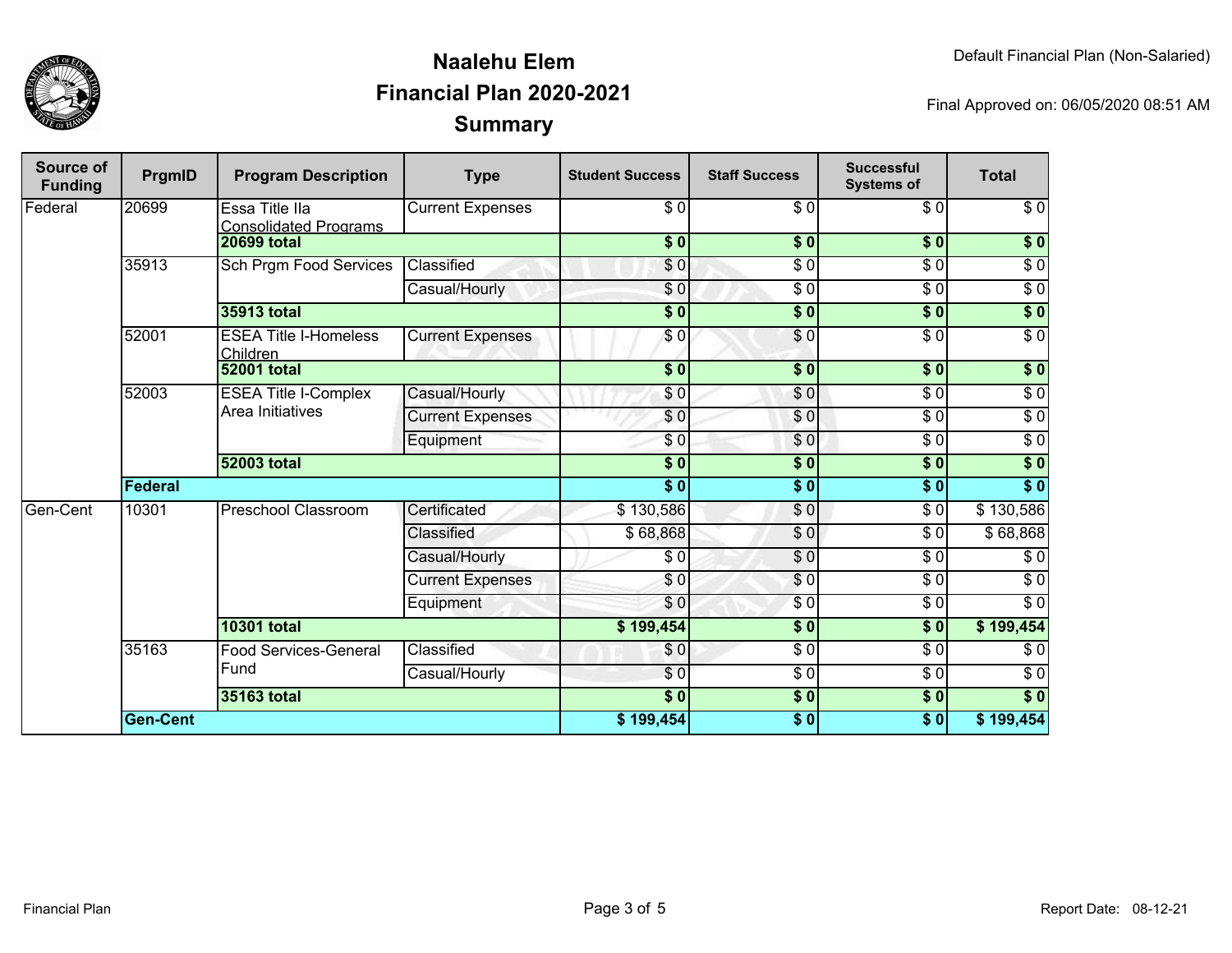# Naalehu Elem
## Financial Plan 2020-2021
## Summary

Default Financial Plan (Non-Salaried)

Final Approved on: 06/05/2020 08:51 AM

| Source of Funding | PrgmID | Program Description | Type | Student Success | Staff Success | Successful Systems of | Total |
|---|---|---|---|---|---|---|---|
| Federal | 20699 | Essa Title IIa Consolidated Programs | Current Expenses | $ 0 | $ 0 | $ 0 | $ 0 |
| | | **20699 total** | | **$ 0** | **$ 0** | **$ 0** | **$ 0** |
| | 35913 | Sch Prgm Food Services | Classified | $ 0 | $ 0 | $ 0 | $ 0 |
| | | | Casual/Hourly | $ 0 | $ 0 | $ 0 | $ 0 |
| | | **35913 total** | | **$ 0** | **$ 0** | **$ 0** | **$ 0** |
| | 52001 | ESEA Title I-Homeless Children | Current Expenses | $ 0 | $ 0 | $ 0 | $ 0 |
| | | **52001 total** | | **$ 0** | **$ 0** | **$ 0** | **$ 0** |
| | 52003 | ESEA Title I-Complex Area Initiatives | Casual/Hourly | $ 0 | $ 0 | $ 0 | $ 0 |
| | | | Current Expenses | $ 0 | $ 0 | $ 0 | $ 0 |
| | | | Equipment | $ 0 | $ 0 | $ 0 | $ 0 |
| | | **52003 total** | | **$ 0** | **$ 0** | **$ 0** | **$ 0** |
| | **Federal** | | | **$ 0** | **$ 0** | **$ 0** | **$ 0** |
| Gen-Cent | 10301 | Preschool Classroom | Certificated | $ 130,586 | $ 0 | $ 0 | $ 130,586 |
| | | | Classified | $ 68,868 | $ 0 | $ 0 | $ 68,868 |
| | | | Casual/Hourly | $ 0 | $ 0 | $ 0 | $ 0 |
| | | | Current Expenses | $ 0 | $ 0 | $ 0 | $ 0 |
| | | | Equipment | $ 0 | $ 0 | $ 0 | $ 0 |
| | | **10301 total** | | **$ 199,454** | **$ 0** | **$ 0** | **$ 199,454** |
| | 35163 | Food Services-General Fund | Classified | $ 0 | $ 0 | $ 0 | $ 0 |
| | | | Casual/Hourly | $ 0 | $ 0 | $ 0 | $ 0 |
| | | **35163 total** | | **$ 0** | **$ 0** | **$ 0** | **$ 0** |
| | **Gen-Cent** | | | **$ 199,454** | **$ 0** | **$ 0** | **$ 199,454** |

Financial Plan

Report Date: 08-12-21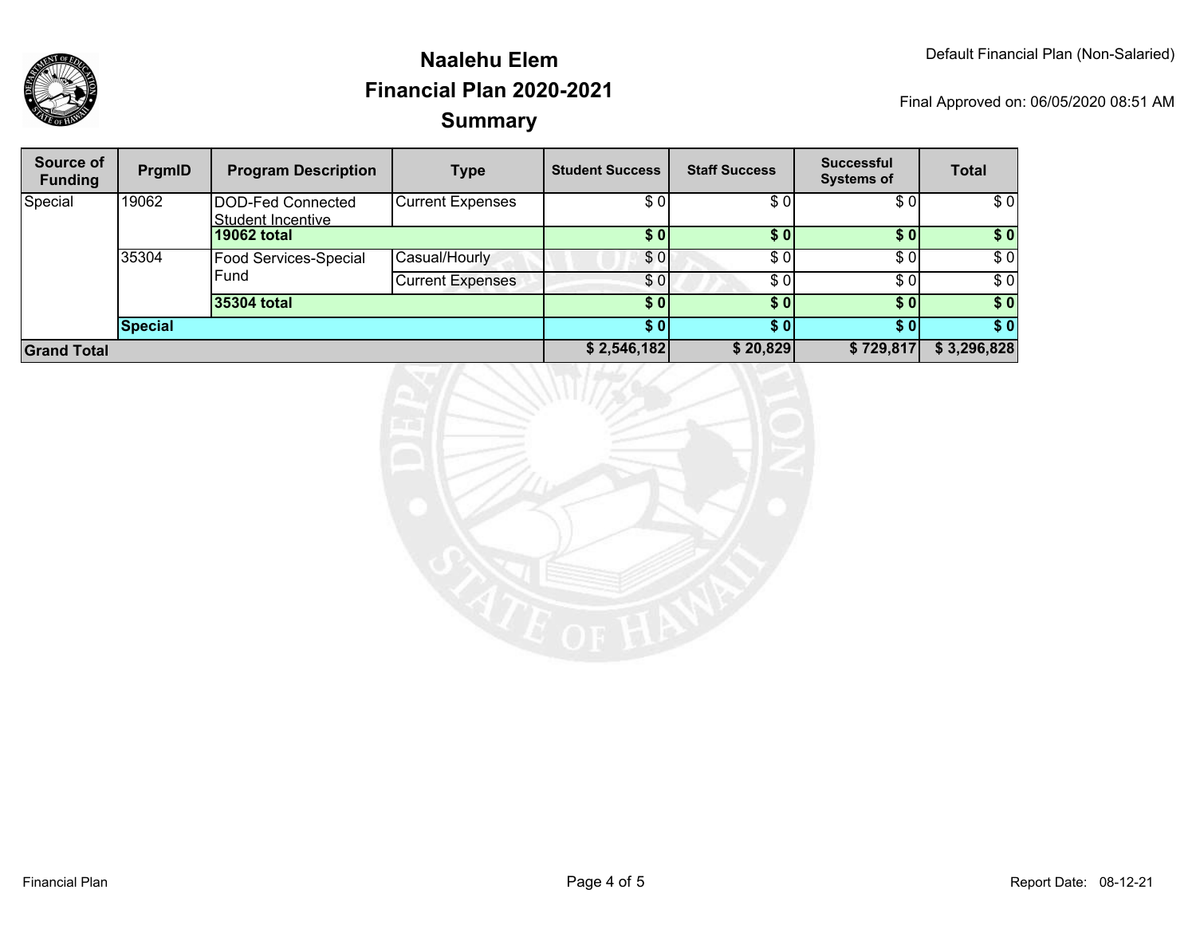# Naalehu Elem
## Financial Plan 2020-2021
## Summary

Default Financial Plan (Non-Salaried)

Final Approved on: 06/05/2020 08:51 AM

| Source of Funding | PrgmID | Program Description | Type | Student Success | Staff Success | Successful Systems of | Total |
|---|---|---|---|---|---|---|---|
| Special | 19062 | DOD-Fed Connected Student Incentive | Current Expenses | $ 0 | $ 0 | $ 0 | $ 0 |
| | | **19062 total** | | **$ 0** | **$ 0** | **$ 0** | **$ 0** |
| | 35304 | Food Services-Special Fund | Casual/Hourly | $ 0 | $ 0 | $ 0 | $ 0 |
| | | | Current Expenses | $ 0 | $ 0 | $ 0 | $ 0 |
| | | **35304 total** | | **$ 0** | **$ 0** | **$ 0** | **$ 0** |
| | **Special** | | | **$ 0** | **$ 0** | **$ 0** | **$ 0** |
| **Grand Total** | | | | **$ 2,546,182** | **$ 20,829** | **$ 729,817** | **$ 3,296,828** |

Financial Plan

Report Date: 08-12-21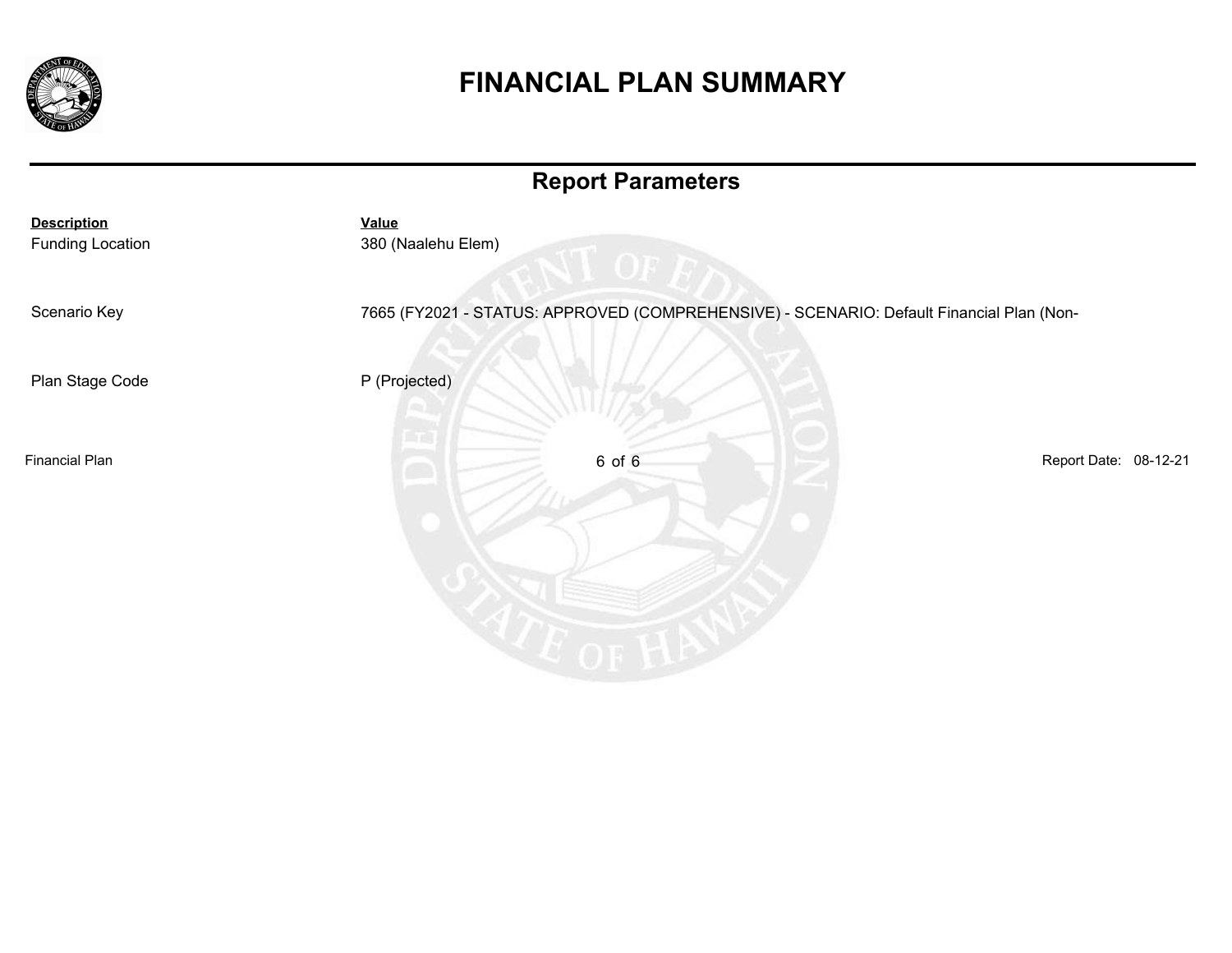# FINANCIAL PLAN SUMMARY

## Report Parameters

| Description | Value |
|---|---|
| Funding Location | 380 (Naalehu Elem) |
| Scenario Key | 7665 (FY2021 - STATUS: APPROVED (COMPREHENSIVE) - SCENARIO: Default Financial Plan (Non- |
| Plan Stage Code | P (Projected) |

Financial Plan

Report Date: 08-12-21